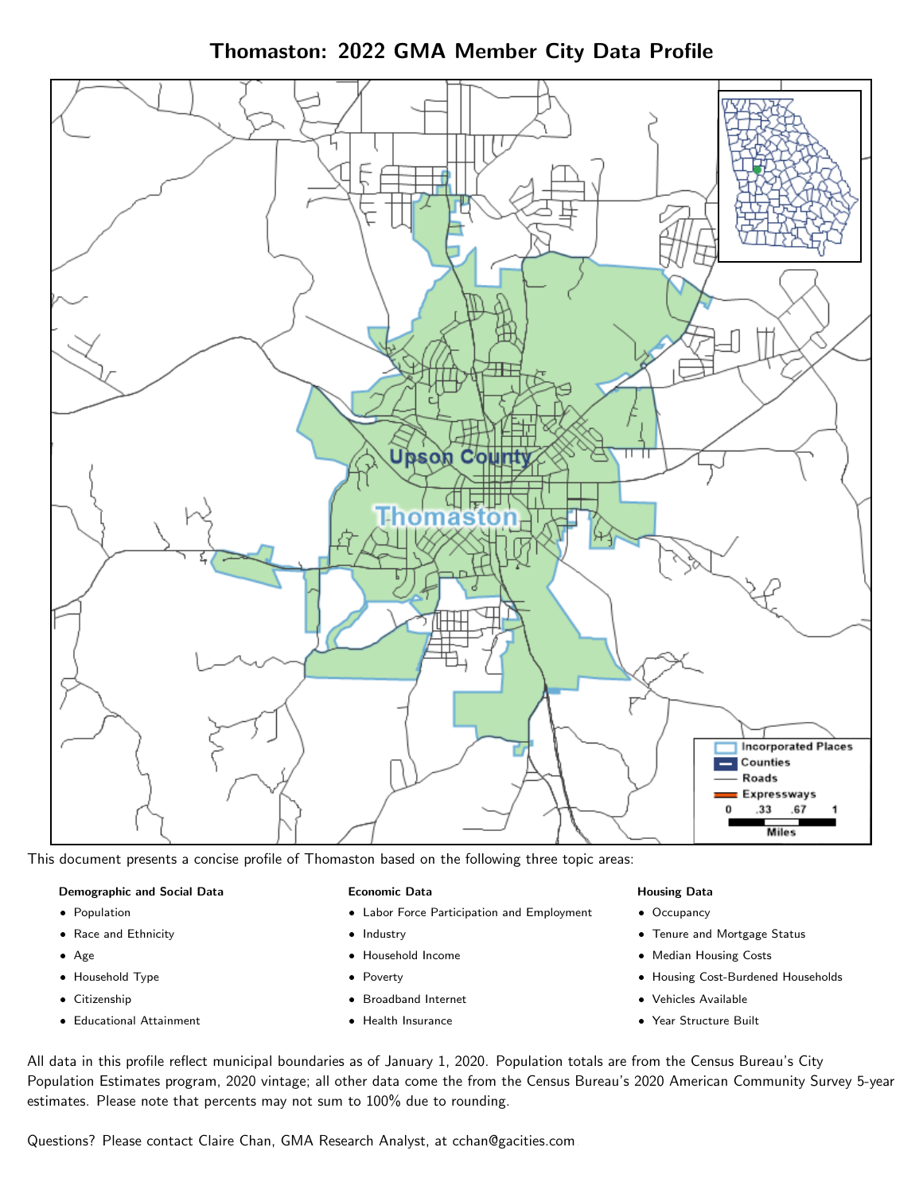# Thomaston: 2022 GMA Member City Data Profile

Upson County

Thomaston

Incorporated Places

Counties

Roads

Expressways

0 .33 .67 1

Miles

This document presents a concise profile of Thomaston based on the following three topic areas:

**Demographic and Social Data**

- Population
- Race and Ethnicity
- Age
- Household Type
- Citizenship
- Educational Attainment

**Economic Data**

- Labor Force Participation and Employment
- Industry
- Household Income
- Poverty
- Broadband Internet
- Health Insurance

**Housing Data**

- Occupancy
- Tenure and Mortgage Status
- Median Housing Costs
- Housing Cost-Burdened Households
- Vehicles Available
- Year Structure Built

All data in this profile reflect municipal boundaries as of January 1, 2020. Population totals are from the Census Bureau's City Population Estimates program, 2020 vintage; all other data come the from the Census Bureau's 2020 American Community Survey 5-year estimates. Please note that percents may not sum to 100% due to rounding.

Questions? Please contact Claire Chan, GMA Research Analyst, at cchan@gacities.com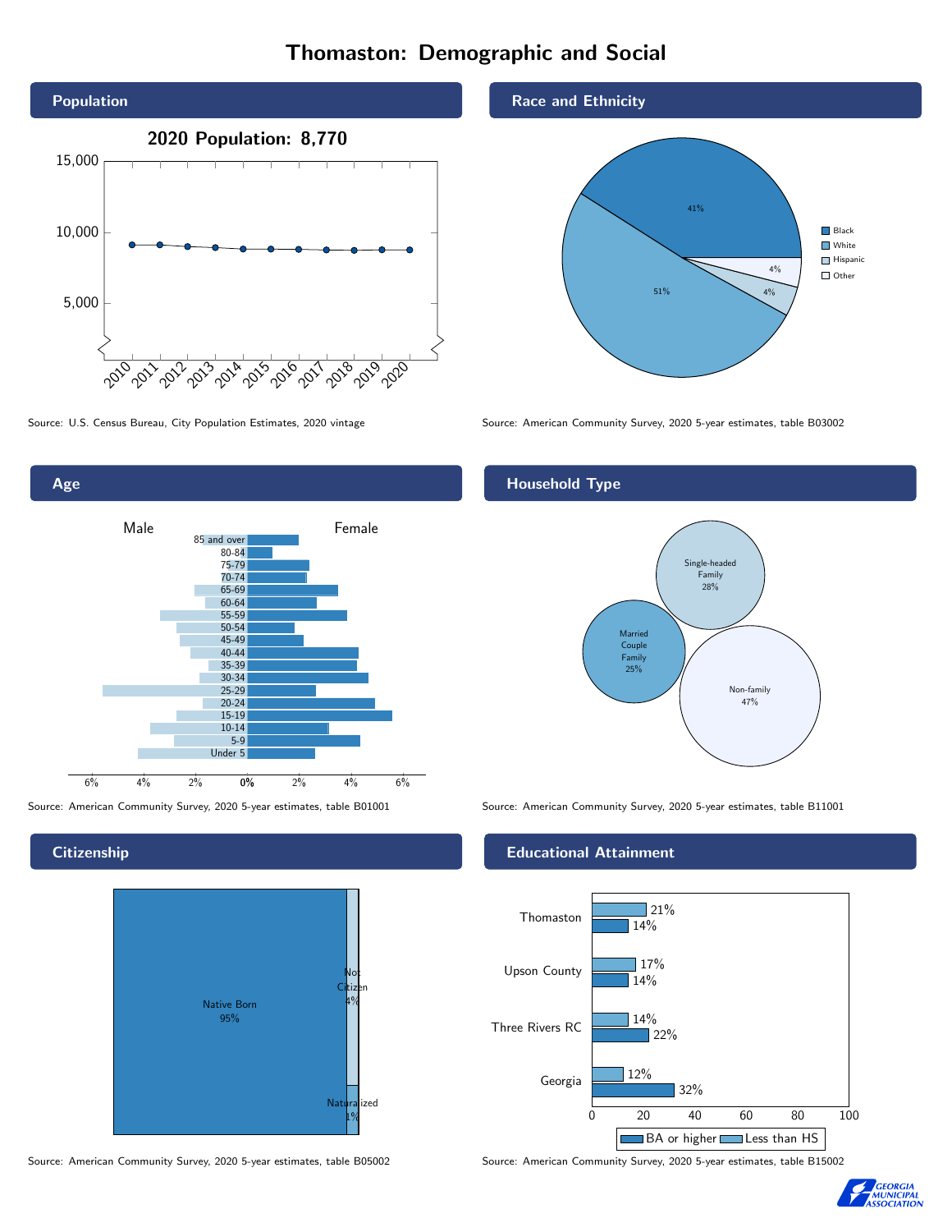# Thomaston: Demographic and Social

## Population

2020 Population: 8,770

15,000
10,000
5,000

2010 2011 2012 2013 2014 2015 2016 2017 2018 2019 2020

Source: U.S. Census Bureau, City Population Estimates, 2020 vintage

## Race and Ethnicity

41%
51%
4%
4%

Black
White
Hispanic
Other

Source: American Community Survey, 2020 5-year estimates, table B03002

## Age

Male
Female

85 and over
80-84
75-79
70-74
65-69
60-64
55-59
50-54
45-49
40-44
35-39
30-34
25-29
20-24
15-19
10-14
5-9
Under 5

6% 4% 2% 0% 2% 4% 6%

Source: American Community Survey, 2020 5-year estimates, table B01001

## Household Type

Single-headed Family 28%

Married Couple Family 25%

Non-family 47%

Source: American Community Survey, 2020 5-year estimates, table B11001

## Citizenship

Native Born 95%

Not Citizen 4%

Naturalized 1%

Source: American Community Survey, 2020 5-year estimates, table B05002

## Educational Attainment

Thomaston 21% 14%

Upson County 17% 14%

Three Rivers RC 14% 22%

Georgia 12% 32%

0 20 40 60 80 100

BA or higher
Less than HS

Source: American Community Survey, 2020 5-year estimates, table B15002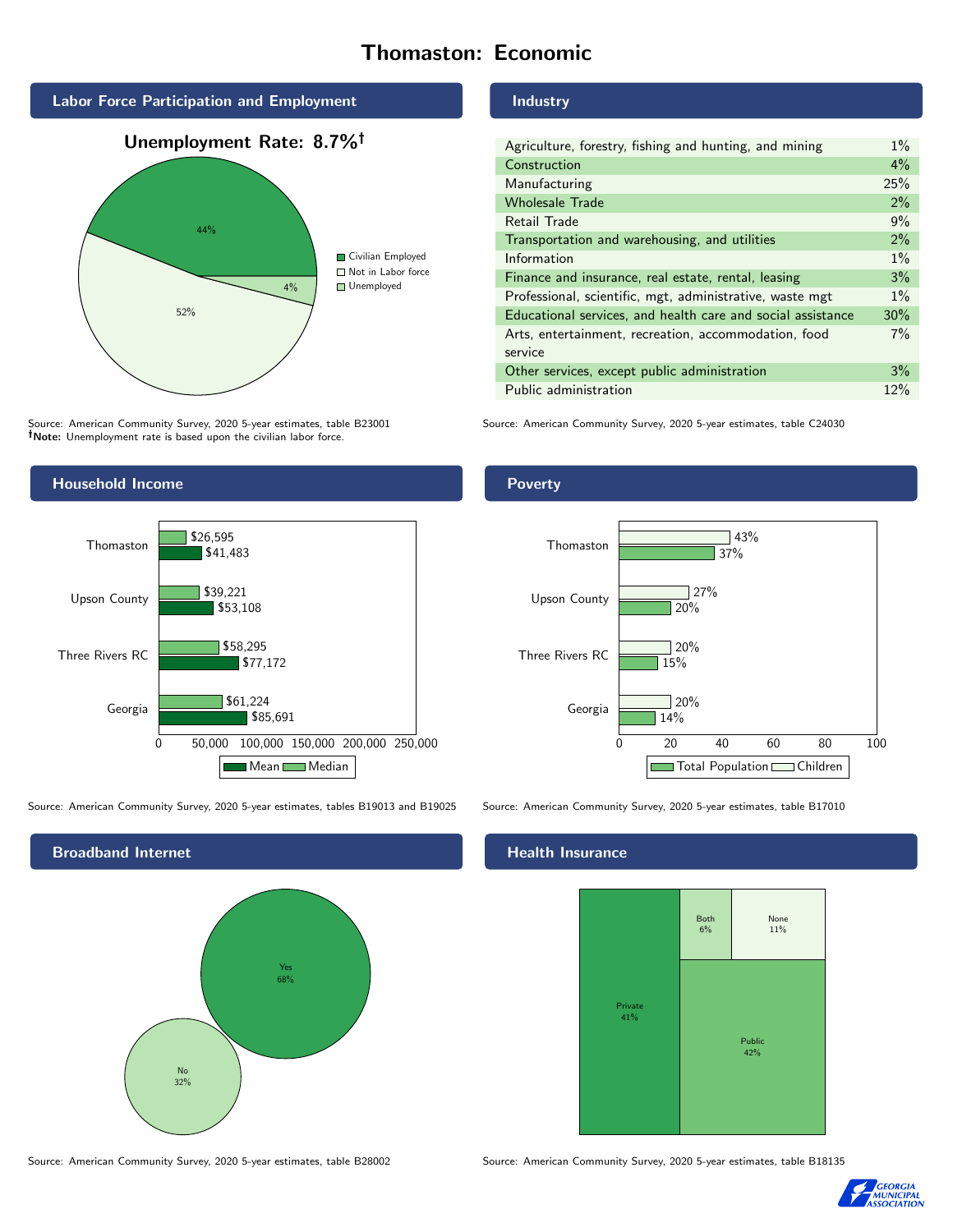# Thomaston: Economic

## Labor Force Participation and Employment

**Unemployment Rate: 8.7%†**

44%
52%
4%

Civilian Employed
Not in Labor force
Unemployed

Source: American Community Survey, 2020 5-year estimates, table B23001
**†Note:** Unemployment rate is based upon the civilian labor force.

## Industry

| | |
|---|---|
| Agriculture, forestry, fishing and hunting, and mining | 1% |
| Construction | 4% |
| Manufacturing | 25% |
| Wholesale Trade | 2% |
| Retail Trade | 9% |
| Transportation and warehousing, and utilities | 2% |
| Information | 1% |
| Finance and insurance, real estate, rental, leasing | 3% |
| Professional, scientific, mgt, administrative, waste mgt | 1% |
| Educational services, and health care and social assistance | 30% |
| Arts, entertainment, recreation, accommodation, food service | 7% |
| Other services, except public administration | 3% |
| Public administration | 12% |

Source: American Community Survey, 2020 5-year estimates, table C24030

## Household Income

Thomaston
$26,595
$41,483

Upson County
$39,221
$53,108

Three Rivers RC
$58,295
$77,172

Georgia
$61,224
$85,691

0
50,000
100,000
150,000
200,000
250,000

Mean
Median

Source: American Community Survey, 2020 5-year estimates, tables B19013 and B19025

## Poverty

Thomaston
43%
37%

Upson County
27%
20%

Three Rivers RC
20%
15%

Georgia
20%
14%

0
20
40
60
80
100

Total Population
Children

Source: American Community Survey, 2020 5-year estimates, table B17010

## Broadband Internet

Yes
68%

No
32%

Source: American Community Survey, 2020 5-year estimates, table B28002

## Health Insurance

Private
41%

Both
6%

None
11%

Public
42%

Source: American Community Survey, 2020 5-year estimates, table B18135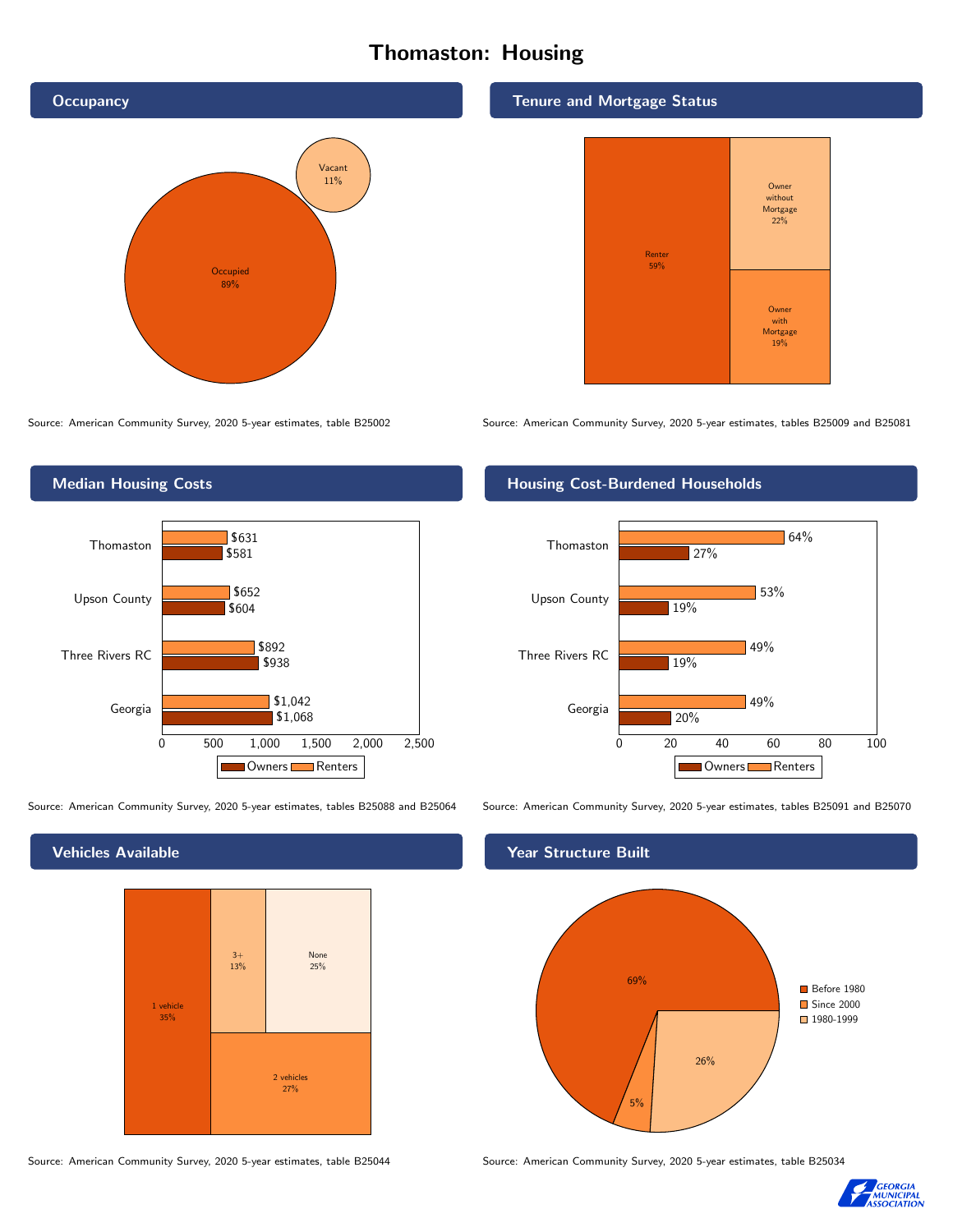# Thomaston: Housing

## Occupancy

Vacant
11%

Occupied
89%

Source: American Community Survey, 2020 5-year estimates, table B25002

## Tenure and Mortgage Status

Renter
59%

Owner
without
Mortgage
22%

Owner
with
Mortgage
19%

Source: American Community Survey, 2020 5-year estimates, tables B25009 and B25081

## Median Housing Costs

Thomaston
$631
$581

Upson County
$652
$604

Three Rivers RC
$892
$938

Georgia
$1,042
$1,068

0 500 1,000 1,500 2,000 2,500

Owners Renters

Source: American Community Survey, 2020 5-year estimates, tables B25088 and B25064

## Housing Cost-Burdened Households

Thomaston
64%
27%

Upson County
53%
19%

Three Rivers RC
49%
19%

Georgia
49%
20%

0 20 40 60 80 100

Owners Renters

Source: American Community Survey, 2020 5-year estimates, tables B25091 and B25070

## Vehicles Available

1 vehicle
35%

3+
13%

None
25%

2 vehicles
27%

Source: American Community Survey, 2020 5-year estimates, table B25044

## Year Structure Built

69%

5%

26%

Before 1980
Since 2000
1980-1999

Source: American Community Survey, 2020 5-year estimates, table B25034

GEORGIA MUNICIPAL ASSOCIATION